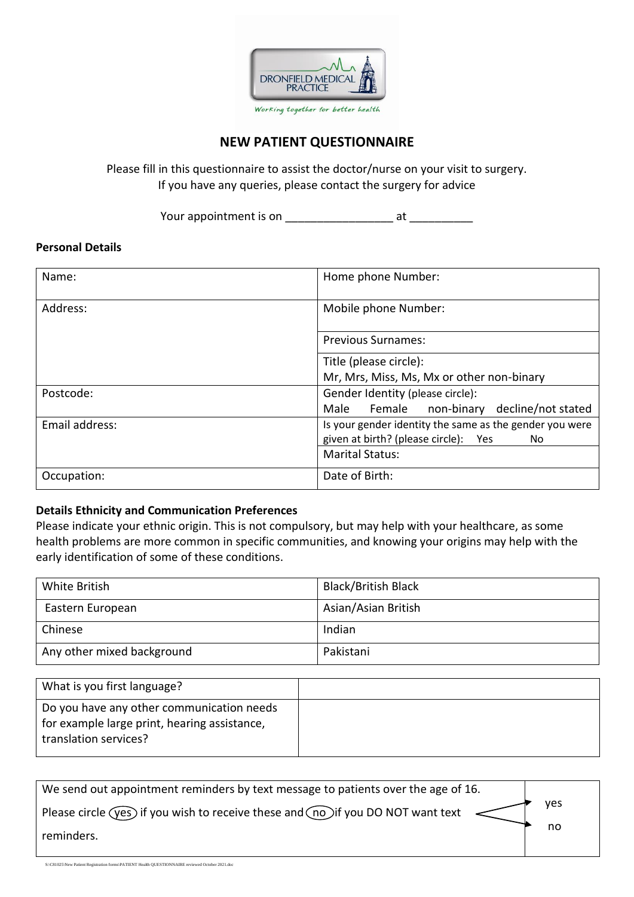DRONFIELD MEDICAL PRACTICE

*Working together for better health*

# NEW PATIENT QUESTIONNAIRE

Please fill in this questionnaire to assist the doctor/nurse on your visit to surgery.
If you have any queries, please contact the surgery for advice

Your appointment is on _________________ at __________

**Personal Details**

| Name: | Home phone Number: |
|---|---|
| Address: | Mobile phone Number: |
| | Previous Surnames: |
| | Title (please circle): Mr, Mrs, Miss, Ms, Mx or other non-binary |
| Postcode: | Gender Identity (please circle): Male Female non-binary decline/not stated |
| Email address: | Is your gender identity the same as the gender you were given at birth? (please circle): Yes No |
| | Marital Status: |
| Occupation: | Date of Birth: |

**Details Ethnicity and Communication Preferences**

Please indicate your ethnic origin. This is not compulsory, but may help with your healthcare, as some health problems are more common in specific communities, and knowing your origins may help with the early identification of some of these conditions.

| White British | Black/British Black |
|---|---|
| Eastern European | Asian/Asian British |
| Chinese | Indian |
| Any other mixed background | Pakistani |

| What is you first language? | |
|---|---|
| Do you have any other communication needs for example large print, hearing assistance, translation services? | |

| We send out appointment reminders by text message to patients over the age of 16. Please circle (yes) if you wish to receive these and (no) if you DO NOT want text reminders. | yes / no |
|---|---|

S:\C81025\New Patient Registration forms\PATIENT Health QUESTIONNAIRE reviewed October 2021.doc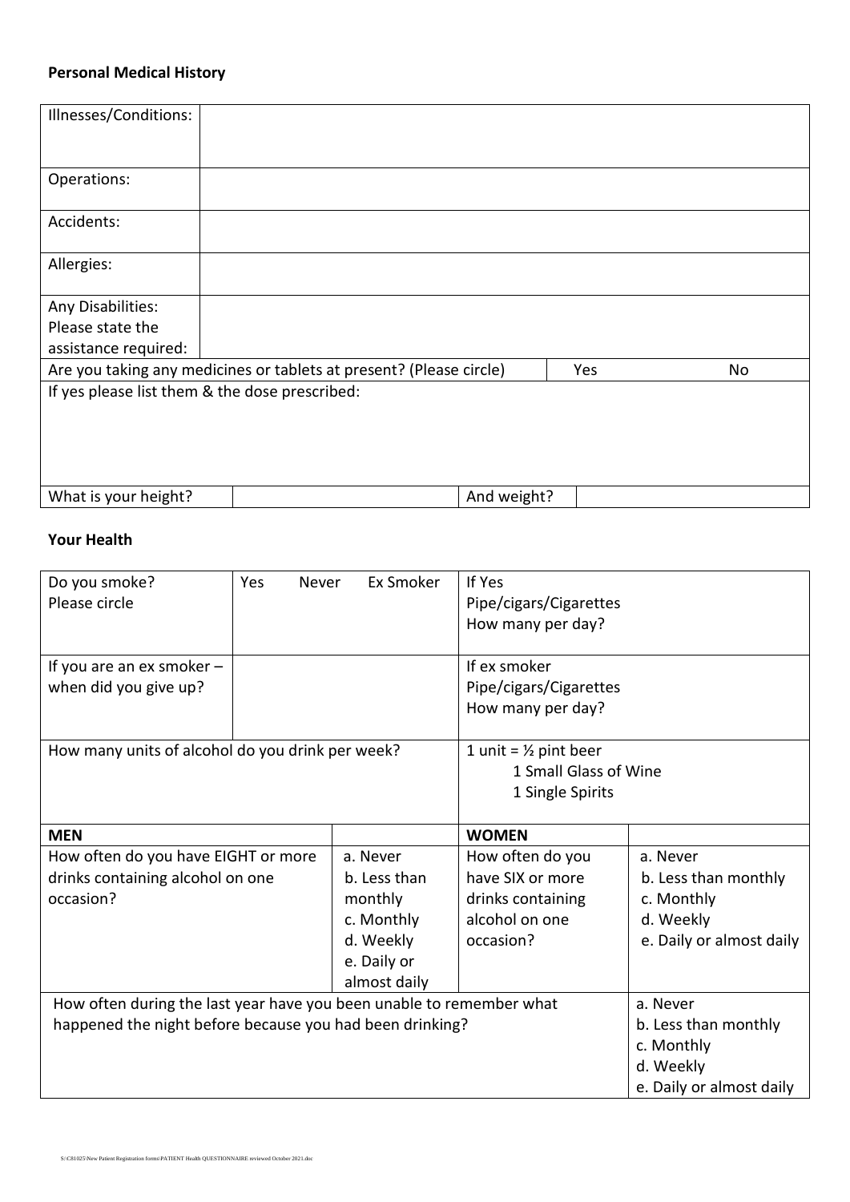**Personal Medical History**

| Illnesses/Conditions: | | | |
|---|---|---|---|
| Operations: | | | |
| Accidents: | | | |
| Allergies: | | | |
| Any Disabilities: Please state the assistance required: | | | |
| Are you taking any medicines or tablets at present? (Please circle) | | Yes | No |
| If yes please list them & the dose prescribed: | | | |
| What is your height? | | And weight? | |

**Your Health**

| Do you smoke? Please circle | Yes Never Ex Smoker | If Yes Pipe/cigars/Cigarettes How many per day? | |
|---|---|---|---|
| If you are an ex smoker – when did you give up? | | If ex smoker Pipe/cigars/Cigarettes How many per day? | |
| How many units of alcohol do you drink per week? | | 1 unit = ½ pint beer<br>1 Small Glass of Wine<br>1 Single Spirits | |
| **MEN** | | **WOMEN** | |
| How often do you have EIGHT or more drinks containing alcohol on one occasion? | a. Never<br>b. Less than monthly<br>c. Monthly<br>d. Weekly<br>e. Daily or almost daily | How often do you have SIX or more drinks containing alcohol on one occasion? | a. Never<br>b. Less than monthly<br>c. Monthly<br>d. Weekly<br>e. Daily or almost daily |
| How often during the last year have you been unable to remember what happened the night before because you had been drinking? | | | a. Never<br>b. Less than monthly<br>c. Monthly<br>d. Weekly<br>e. Daily or almost daily |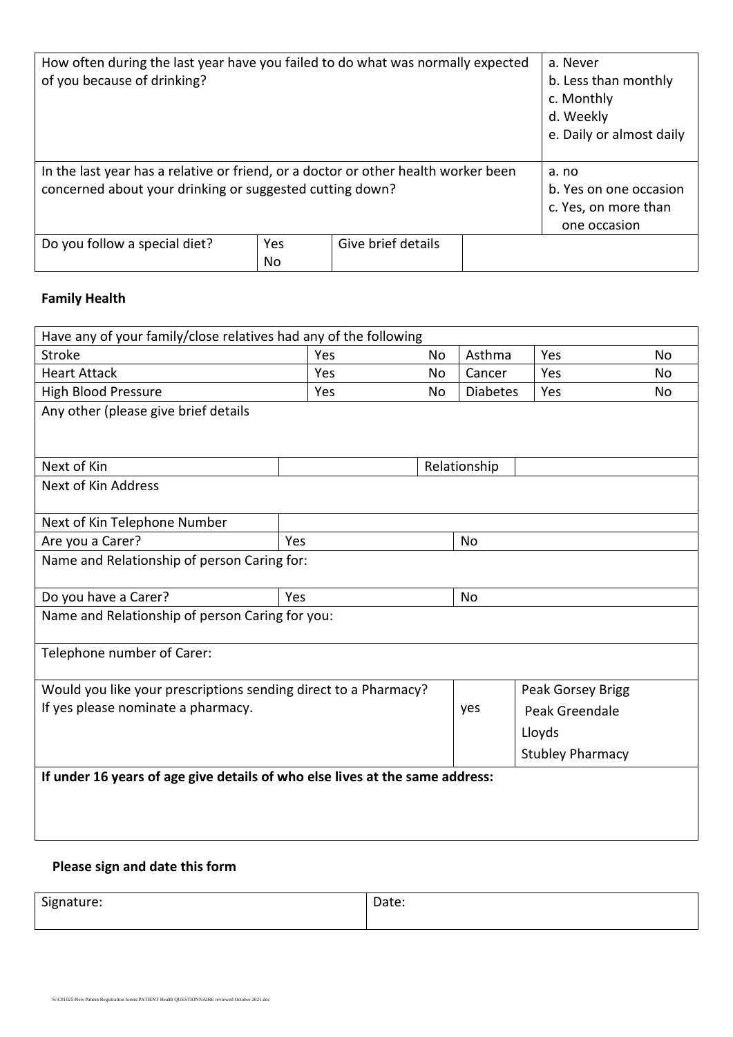| | |
|---|---|
| How often during the last year have you failed to do what was normally expected of you because of drinking? | a. Never<br>b. Less than monthly<br>c. Monthly<br>d. Weekly<br>e. Daily or almost daily |
| In the last year has a relative or friend, or a doctor or other health worker been concerned about your drinking or suggested cutting down? | a. no<br>b. Yes on one occasion<br>c. Yes, on more than one occasion |

| Do you follow a special diet? | Yes<br>No | Give brief details | |
|---|---|---|---|

**Family Health**

| Have any of your family/close relatives had any of the following | | | | | |
|---|---|---|---|---|---|
| Stroke | Yes | No | Asthma | Yes | No |
| Heart Attack | Yes | No | Cancer | Yes | No |
| High Blood Pressure | Yes | No | Diabetes | Yes | No |
| Any other (please give brief details | | | | | |

| Next of Kin | | Relationship | |
|---|---|---|---|
| Next of Kin Address | | | |
| Next of Kin Telephone Number | | | |
| Are you a Carer? | Yes | No | |
| Name and Relationship of person Caring for: | | | |
| Do you have a Carer? | Yes | No | |
| Name and Relationship of person Caring for you: | | | |
| Telephone number of Carer: | | | |

| Would you like your prescriptions sending direct to a Pharmacy?<br>If yes please nominate a pharmacy. | yes | Peak Gorsey Brigg<br>Peak Greendale<br>Lloyds<br>Stubley Pharmacy |
|---|---|---|

**If under 16 years of age give details of who else lives at the same address:**

**Please sign and date this form**

| Signature: | Date: |
|---|---|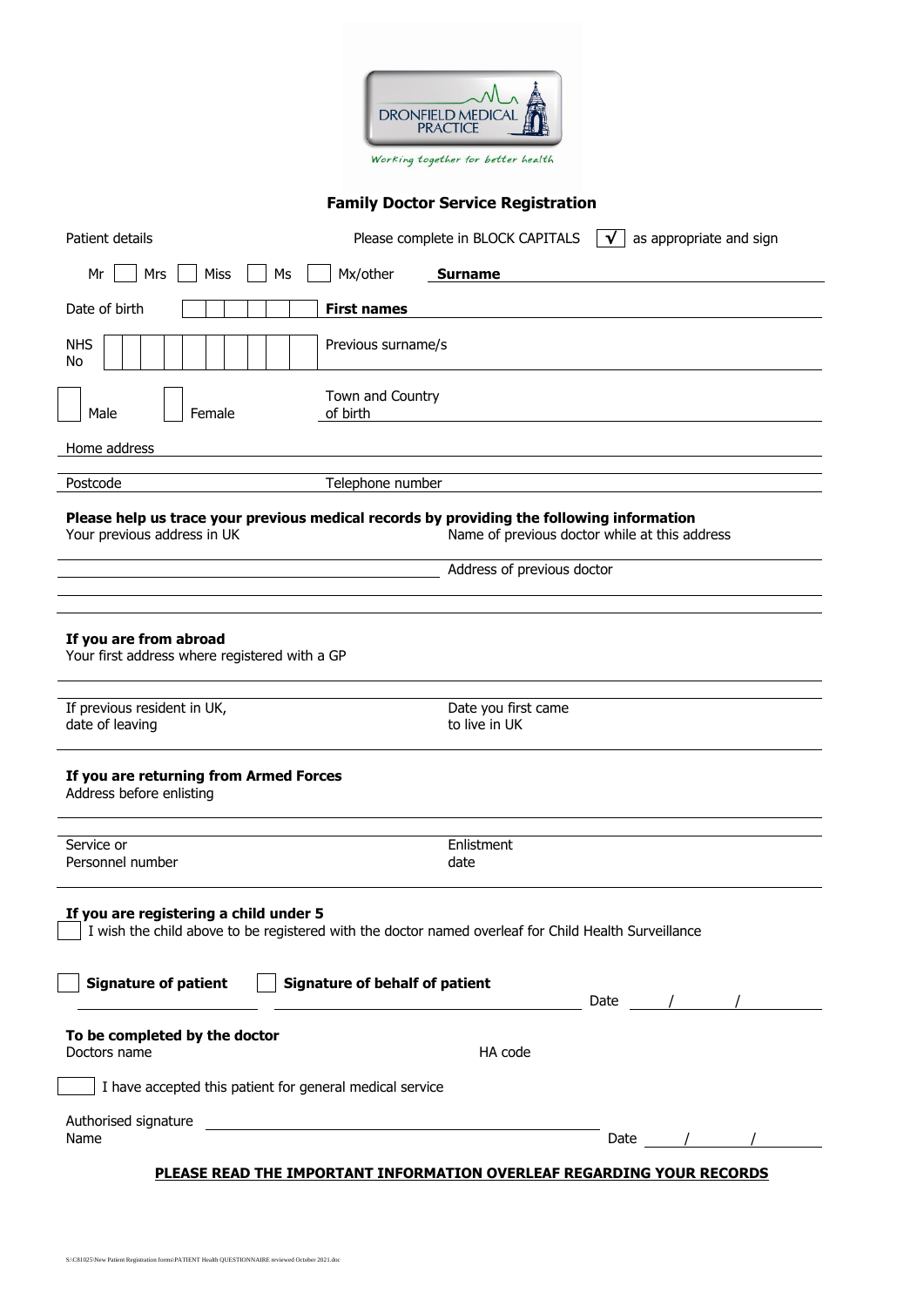DRONFIELD MEDICAL PRACTICE

Working together for better health

## Family Doctor Service Registration

Patient details — Please complete in BLOCK CAPITALS ☐ √ as appropriate and sign

☐ Mr ☐ Mrs ☐ Miss ☐ Ms ☐ Mx/other **Surname** ______________________

Date of birth ☐☐☐☐☐☐☐☐ **First names** ______________________

NHS No ☐☐☐☐☐☐☐☐☐☐ Previous surname/s ______________________

☐ Male ☐ Female Town and Country of birth ______________________

Home address ______________________

Postcode ______________________ Telephone number ______________________

**Please help us trace your previous medical records by providing the following information**

Your previous address in UK ______________________ Name of previous doctor while at this address ______________________

Address of previous doctor ______________________

**If you are from abroad**

Your first address where registered with a GP ______________________

If previous resident in UK, date of leaving ______________________ Date you first came to live in UK ______________________

**If you are returning from Armed Forces**

Address before enlisting ______________________

Service or Personnel number ______________________ Enlistment date ______________________

**If you are registering a child under 5**

☐ I wish the child above to be registered with the doctor named overleaf for Child Health Surveillance

☐ **Signature of patient** ______________________ ☐ **Signature of behalf of patient** ______________________ Date ____ / ____ / ____

**To be completed by the doctor**

Doctors name ______________________ HA code ______________________

☐ I have accepted this patient for general medical service

Authorised signature ______________________

Name ______________________ Date ____ / ____ / ____

**PLEASE READ THE IMPORTANT INFORMATION OVERLEAF REGARDING YOUR RECORDS**

S:\C81025\New Patient Registration forms\PATIENT Health QUESTIONNAIRE reviewed October 2021.doc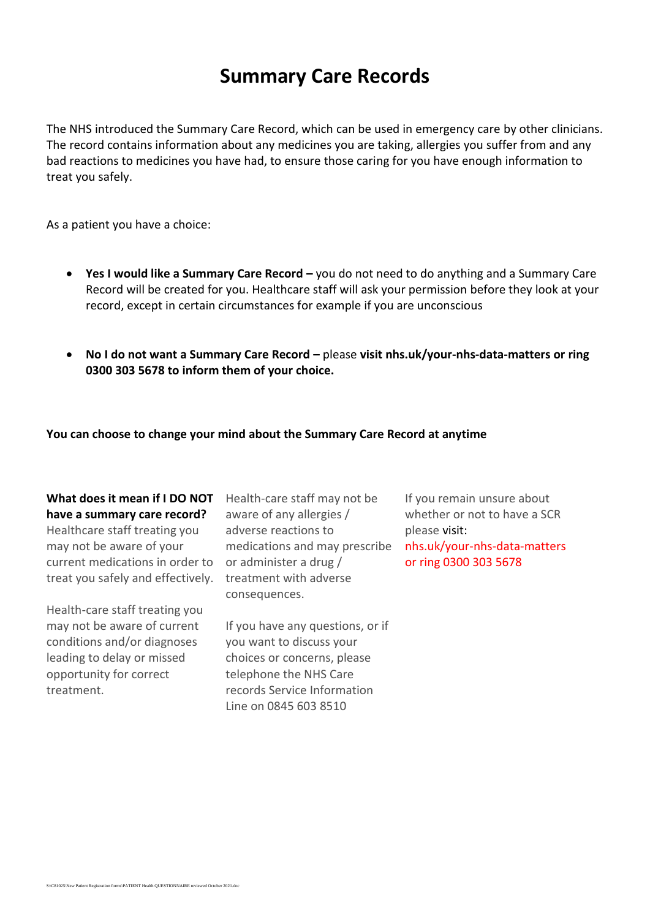# Summary Care Records

The NHS introduced the Summary Care Record, which can be used in emergency care by other clinicians. The record contains information about any medicines you are taking, allergies you suffer from and any bad reactions to medicines you have had, to ensure those caring for you have enough information to treat you safely.

As a patient you have a choice:

- **Yes I would like a Summary Care Record –** you do not need to do anything and a Summary Care Record will be created for you. Healthcare staff will ask your permission before they look at your record, except in certain circumstances for example if you are unconscious

- **No I do not want a Summary Care Record –** please **visit nhs.uk/your-nhs-data-matters or ring 0300 303 5678 to inform them of your choice.**

**You can choose to change your mind about the Summary Care Record at anytime**

**What does it mean if I DO NOT have a summary care record?**
Healthcare staff treating you may not be aware of your current medications in order to treat you safely and effectively.

Health-care staff treating you may not be aware of current conditions and/or diagnoses leading to delay or missed opportunity for correct treatment.

Health-care staff may not be aware of any allergies / adverse reactions to medications and may prescribe or administer a drug / treatment with adverse consequences.

If you have any questions, or if you want to discuss your choices or concerns, please telephone the NHS Care records Service Information Line on 0845 603 8510

If you remain unsure about whether or not to have a SCR please visit: nhs.uk/your-nhs-data-matters or ring 0300 303 5678

S:\C81025\New Patient Registration forms\PATIENT Health QUESTIONNAIRE reviewed October 2021.doc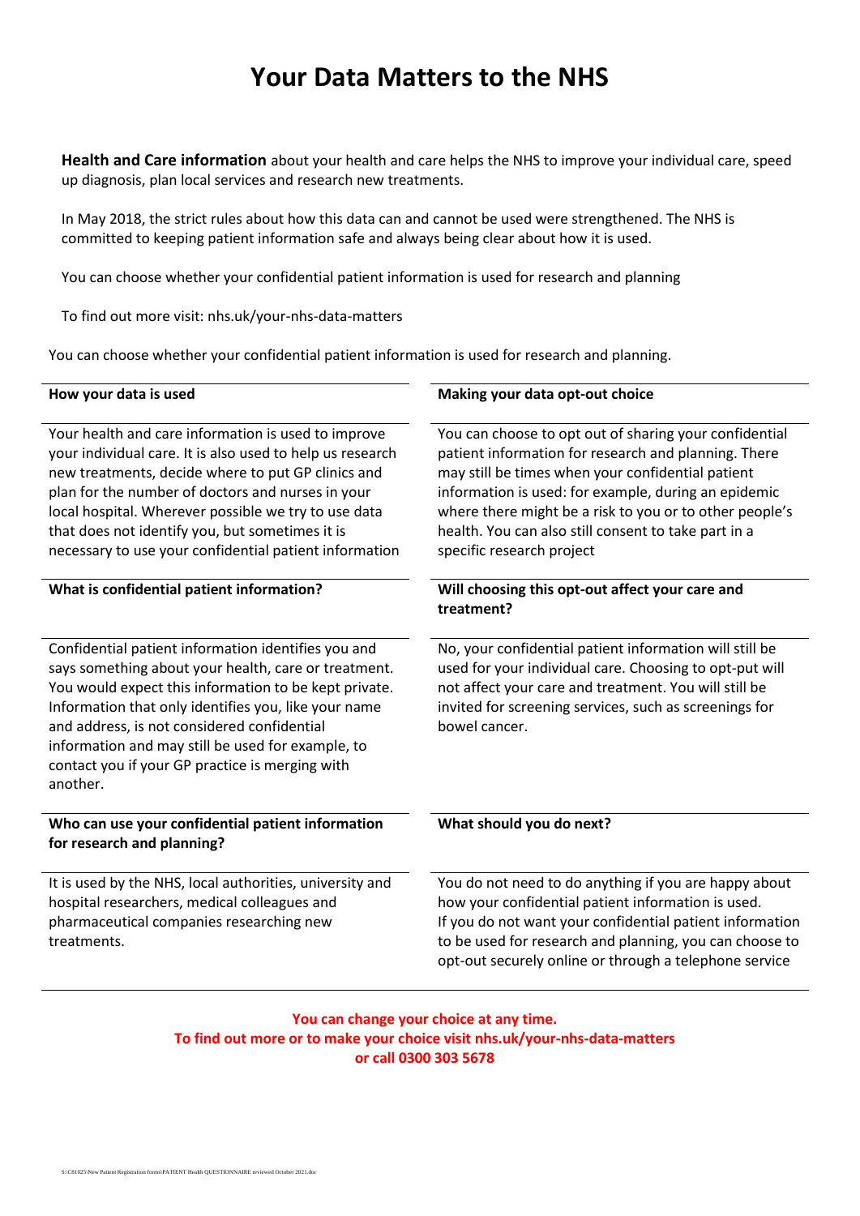# Your Data Matters to the NHS

**Health and Care information** about your health and care helps the NHS to improve your individual care, speed up diagnosis, plan local services and research new treatments.

In May 2018, the strict rules about how this data can and cannot be used were strengthened. The NHS is committed to keeping patient information safe and always being clear about how it is used.

You can choose whether your confidential patient information is used for research and planning

To find out more visit: nhs.uk/your-nhs-data-matters

You can choose whether your confidential patient information is used for research and planning.

### How your data is used

Your health and care information is used to improve your individual care. It is also used to help us research new treatments, decide where to put GP clinics and plan for the number of doctors and nurses in your local hospital. Wherever possible we try to use data that does not identify you, but sometimes it is necessary to use your confidential patient information

### What is confidential patient information?

Confidential patient information identifies you and says something about your health, care or treatment. You would expect this information to be kept private. Information that only identifies you, like your name and address, is not considered confidential information and may still be used for example, to contact you if your GP practice is merging with another.

### Who can use your confidential patient information for research and planning?

It is used by the NHS, local authorities, university and hospital researchers, medical colleagues and pharmaceutical companies researching new treatments.

### Making your data opt-out choice

You can choose to opt out of sharing your confidential patient information for research and planning. There may still be times when your confidential patient information is used: for example, during an epidemic where there might be a risk to you or to other people's health. You can also still consent to take part in a specific research project

### Will choosing this opt-out affect your care and treatment?

No, your confidential patient information will still be used for your individual care. Choosing to opt-put will not affect your care and treatment. You will still be invited for screening services, such as screenings for bowel cancer.

### What should you do next?

You do not need to do anything if you are happy about how your confidential patient information is used.
If you do not want your confidential patient information to be used for research and planning, you can choose to opt-out securely online or through a telephone service

**You can change your choice at any time.**
**To find out more or to make your choice visit nhs.uk/your-nhs-data-matters**
**or call 0300 303 5678**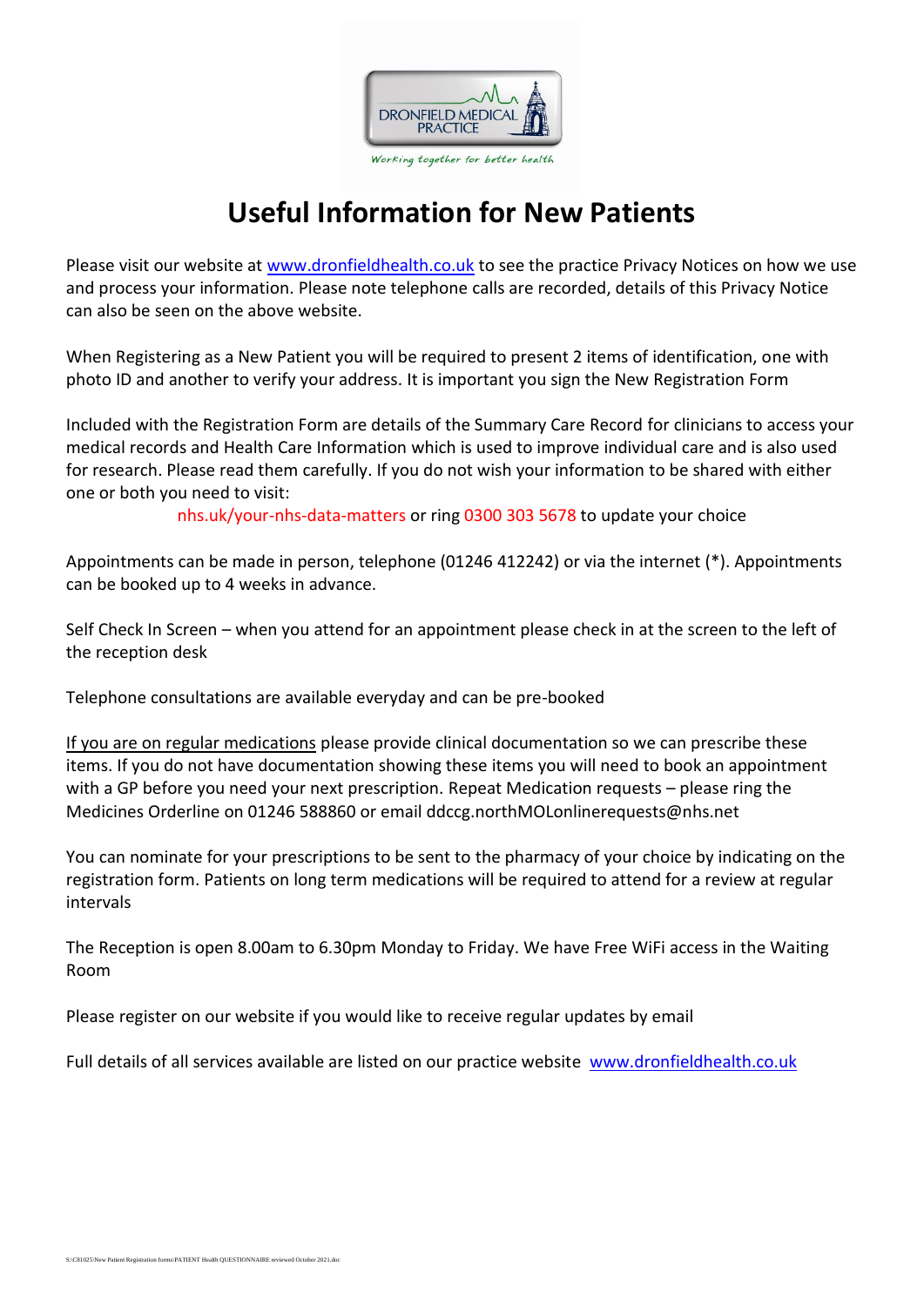# Useful Information for New Patients

Please visit our website at www.dronfieldhealth.co.uk to see the practice Privacy Notices on how we use and process your information. Please note telephone calls are recorded, details of this Privacy Notice can also be seen on the above website.

When Registering as a New Patient you will be required to present 2 items of identification, one with photo ID and another to verify your address. It is important you sign the New Registration Form

Included with the Registration Form are details of the Summary Care Record for clinicians to access your medical records and Health Care Information which is used to improve individual care and is also used for research. Please read them carefully. If you do not wish your information to be shared with either one or both you need to visit:

nhs.uk/your-nhs-data-matters or ring 0300 303 5678 to update your choice

Appointments can be made in person, telephone (01246 412242) or via the internet (*). Appointments can be booked up to 4 weeks in advance.

Self Check In Screen – when you attend for an appointment please check in at the screen to the left of the reception desk

Telephone consultations are available everyday and can be pre-booked

If you are on regular medications please provide clinical documentation so we can prescribe these items. If you do not have documentation showing these items you will need to book an appointment with a GP before you need your next prescription. Repeat Medication requests – please ring the Medicines Orderline on 01246 588860 or email ddccg.northMOLonlinerequests@nhs.net

You can nominate for your prescriptions to be sent to the pharmacy of your choice by indicating on the registration form. Patients on long term medications will be required to attend for a review at regular intervals

The Reception is open 8.00am to 6.30pm Monday to Friday. We have Free WiFi access in the Waiting Room

Please register on our website if you would like to receive regular updates by email

Full details of all services available are listed on our practice website www.dronfieldhealth.co.uk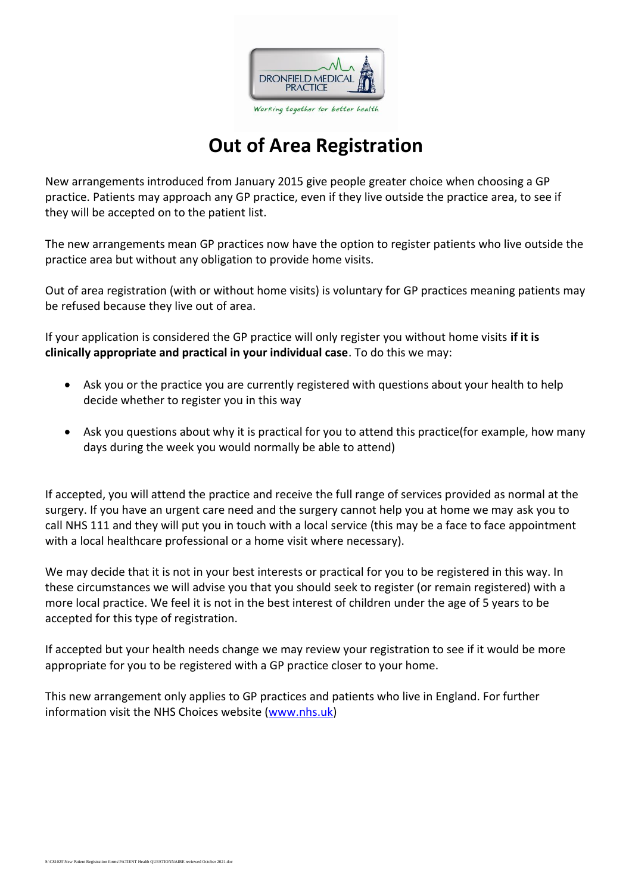# Out of Area Registration

New arrangements introduced from January 2015 give people greater choice when choosing a GP practice. Patients may approach any GP practice, even if they live outside the practice area, to see if they will be accepted on to the patient list.

The new arrangements mean GP practices now have the option to register patients who live outside the practice area but without any obligation to provide home visits.

Out of area registration (with or without home visits) is voluntary for GP practices meaning patients may be refused because they live out of area.

If your application is considered the GP practice will only register you without home visits **if it is clinically appropriate and practical in your individual case**. To do this we may:

- Ask you or the practice you are currently registered with questions about your health to help decide whether to register you in this way
- Ask you questions about why it is practical for you to attend this practice(for example, how many days during the week you would normally be able to attend)

If accepted, you will attend the practice and receive the full range of services provided as normal at the surgery. If you have an urgent care need and the surgery cannot help you at home we may ask you to call NHS 111 and they will put you in touch with a local service (this may be a face to face appointment with a local healthcare professional or a home visit where necessary).

We may decide that it is not in your best interests or practical for you to be registered in this way. In these circumstances we will advise you that you should seek to register (or remain registered) with a more local practice. We feel it is not in the best interest of children under the age of 5 years to be accepted for this type of registration.

If accepted but your health needs change we may review your registration to see if it would be more appropriate for you to be registered with a GP practice closer to your home.

This new arrangement only applies to GP practices and patients who live in England. For further information visit the NHS Choices website (www.nhs.uk)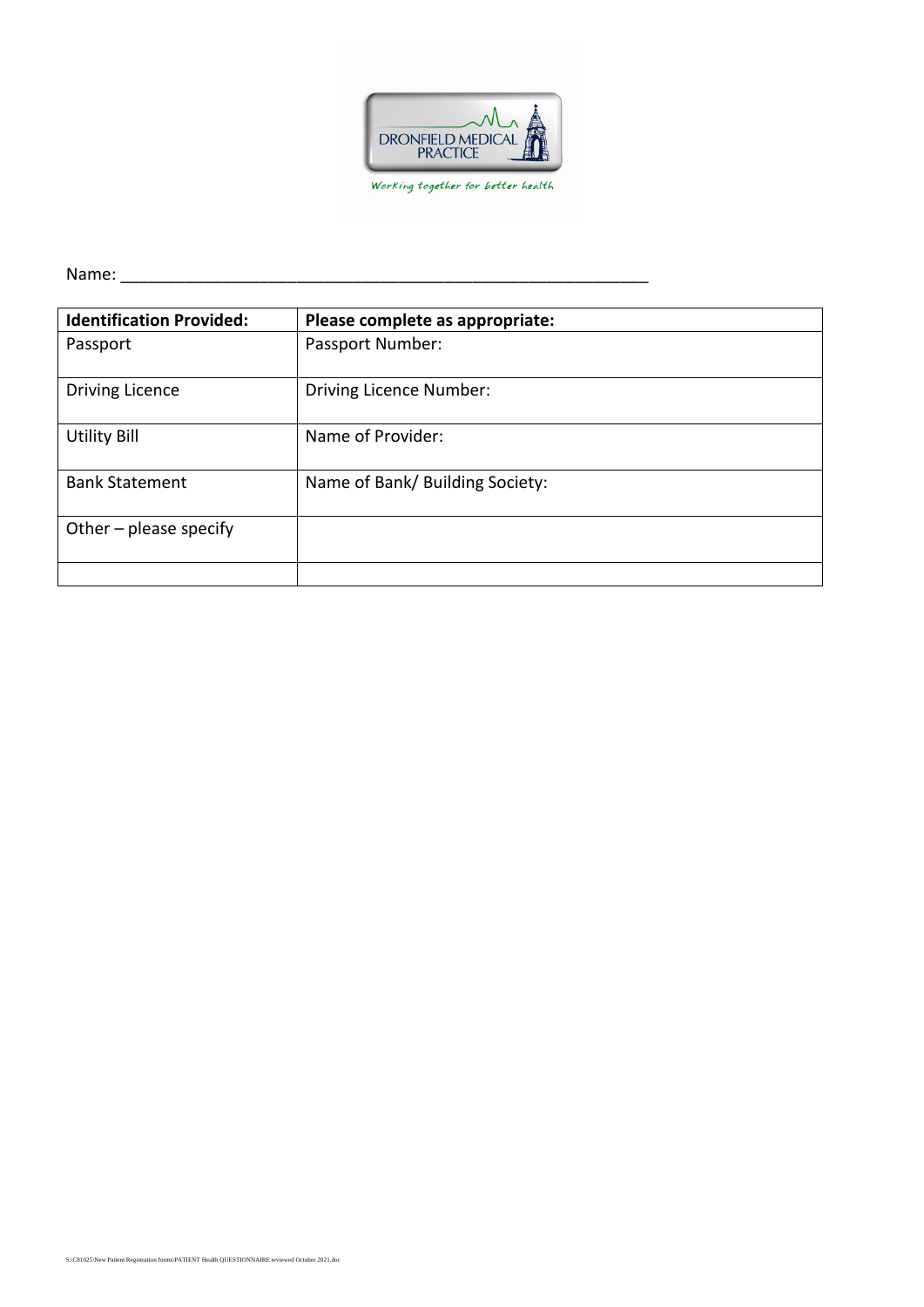Name: _______________________________________________________________

| Identification Provided: | Please complete as appropriate: |
|---|---|
| Passport | Passport Number: |
| Driving Licence | Driving Licence Number: |
| Utility Bill | Name of Provider: |
| Bank Statement | Name of Bank/ Building Society: |
| Other – please specify | |
| | |

S:\C81025\New Patient Registration forms\PATIENT Health QUESTIONNAIRE reviewed October 2021.doc